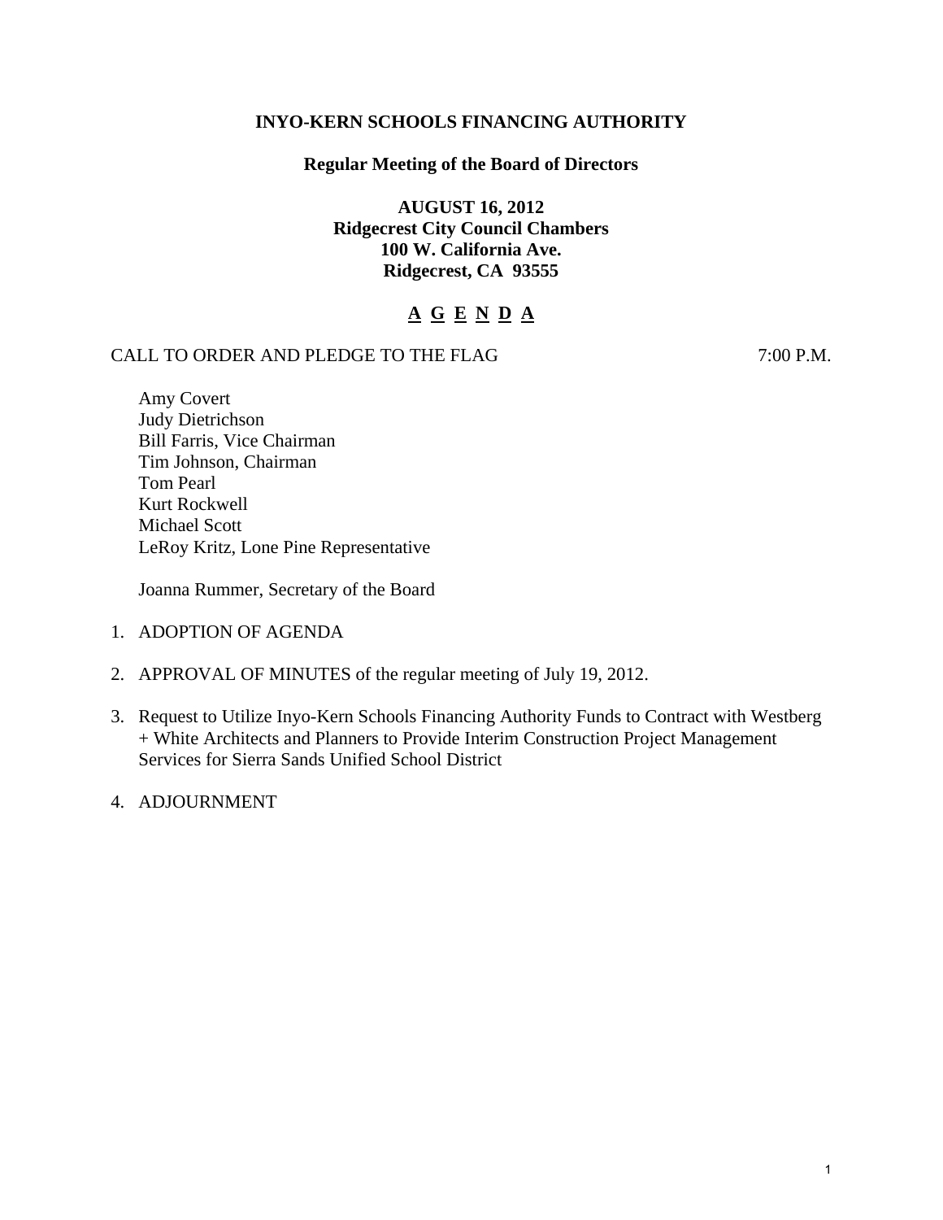**INYO-KERN SCHOOLS FINANCING AUTHORITY**

**Regular Meeting of the Board of Directors**

**AUGUST 16, 2012**
**Ridgecrest City Council Chambers**
**100 W. California Ave.**
**Ridgecrest, CA 93555**

# A G E N D A

CALL TO ORDER AND PLEDGE TO THE FLAG 7:00 P.M.

Amy Covert
Judy Dietrichson
Bill Farris, Vice Chairman
Tim Johnson, Chairman
Tom Pearl
Kurt Rockwell
Michael Scott
LeRoy Kritz, Lone Pine Representative

Joanna Rummer, Secretary of the Board

1. ADOPTION OF AGENDA
2. APPROVAL OF MINUTES of the regular meeting of July 19, 2012.
3. Request to Utilize Inyo-Kern Schools Financing Authority Funds to Contract with Westberg + White Architects and Planners to Provide Interim Construction Project Management Services for Sierra Sands Unified School District
4. ADJOURNMENT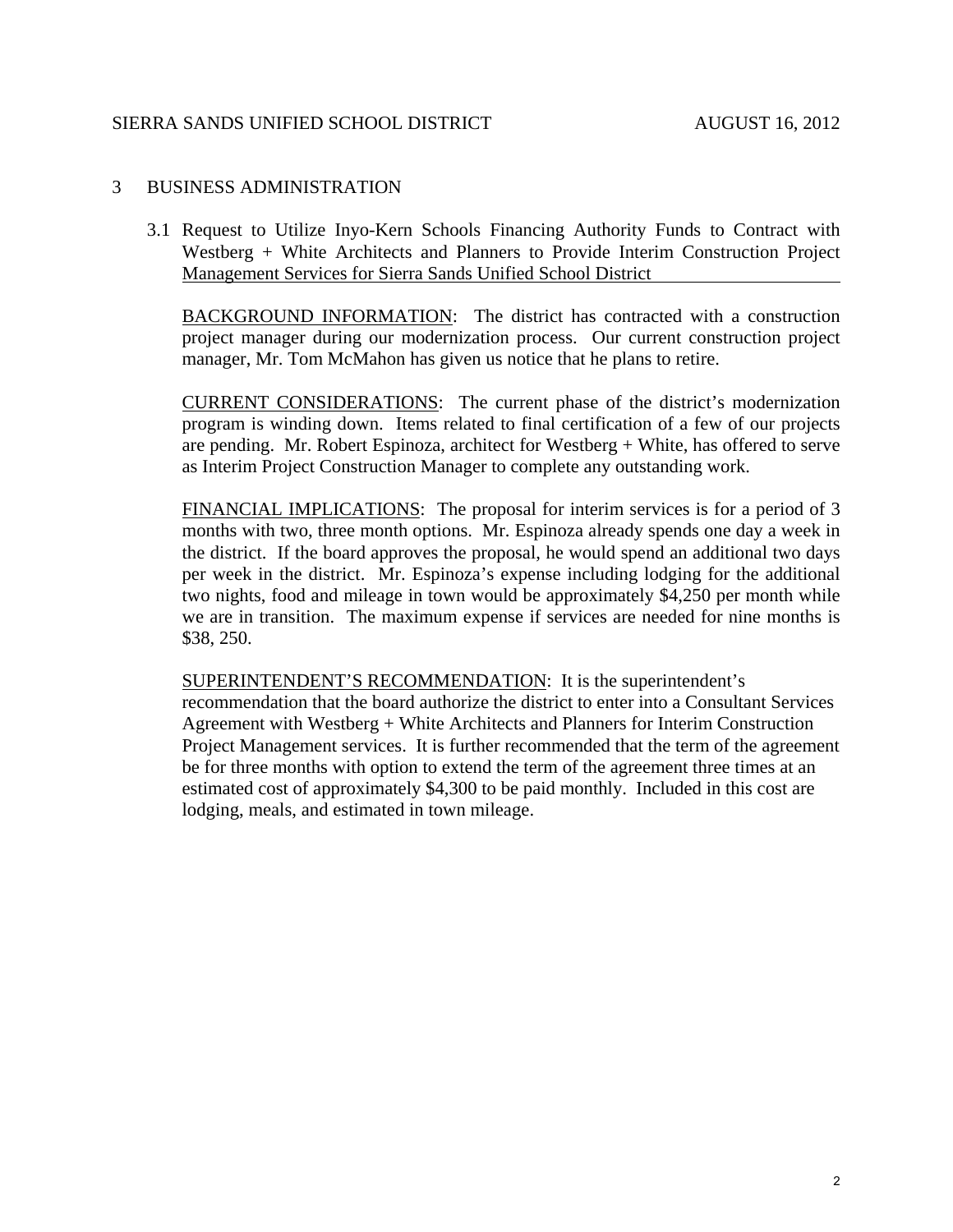## 3 BUSINESS ADMINISTRATION

### 3.1 Request to Utilize Inyo-Kern Schools Financing Authority Funds to Contract with Westberg + White Architects and Planners to Provide Interim Construction Project Management Services for Sierra Sands Unified School District

BACKGROUND INFORMATION: The district has contracted with a construction project manager during our modernization process. Our current construction project manager, Mr. Tom McMahon has given us notice that he plans to retire.

CURRENT CONSIDERATIONS: The current phase of the district's modernization program is winding down. Items related to final certification of a few of our projects are pending. Mr. Robert Espinoza, architect for Westberg + White, has offered to serve as Interim Project Construction Manager to complete any outstanding work.

FINANCIAL IMPLICATIONS: The proposal for interim services is for a period of 3 months with two, three month options. Mr. Espinoza already spends one day a week in the district. If the board approves the proposal, he would spend an additional two days per week in the district. Mr. Espinoza's expense including lodging for the additional two nights, food and mileage in town would be approximately $4,250 per month while we are in transition. The maximum expense if services are needed for nine months is $38, 250.

SUPERINTENDENT'S RECOMMENDATION: It is the superintendent's recommendation that the board authorize the district to enter into a Consultant Services Agreement with Westberg + White Architects and Planners for Interim Construction Project Management services. It is further recommended that the term of the agreement be for three months with option to extend the term of the agreement three times at an estimated cost of approximately $4,300 to be paid monthly. Included in this cost are lodging, meals, and estimated in town mileage.